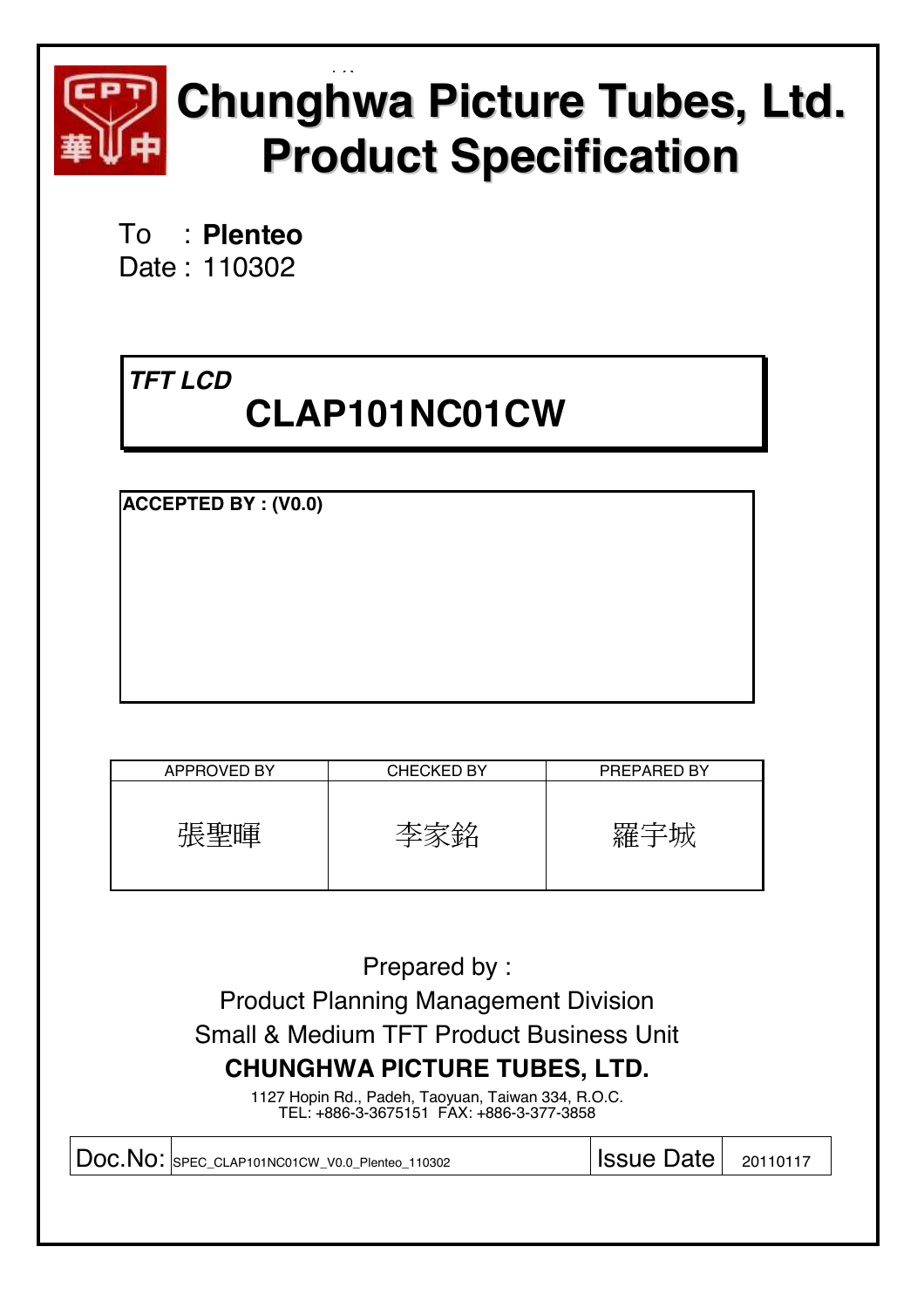# Chunghwa Picture Tubes, Ltd.
# Product Specification

To : **Plenteo**
Date : 110302

***TFT LCD***

## CLAP101NC01CW

**ACCEPTED BY : (V0.0)**

| APPROVED BY | CHECKED BY | PREPARED BY |
|---|---|---|
| 張聖暉 | 李家銘 | 羅宇城 |

Prepared by :
Product Planning Management Division
Small & Medium TFT Product Business Unit
**CHUNGHWA PICTURE TUBES, LTD.**
1127 Hopin Rd., Padeh, Taoyuan, Taiwan 334, R.O.C.
TEL: +886-3-3675151 FAX: +886-3-377-3858

| Doc.No: | SPEC_CLAP101NC01CW_V0.0_Plenteo_110302 | Issue Date | 20110117 |
|---|---|---|---|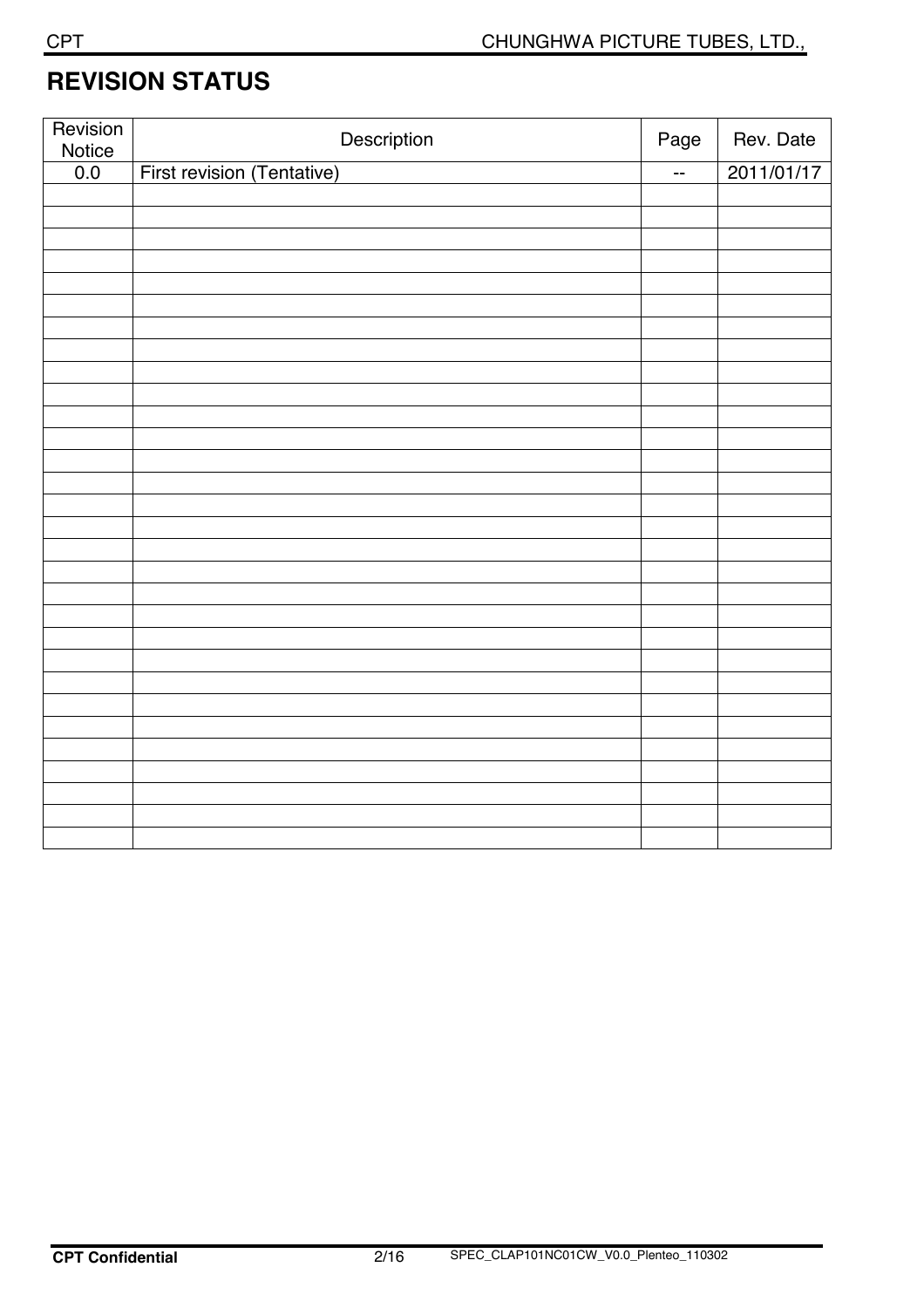# REVISION STATUS

| Revision Notice | Description | Page | Rev. Date |
|---|---|---|---|
| 0.0 | First revision (Tentative) | -- | 2011/01/17 |
| | | | |
| | | | |
| | | | |
| | | | |
| | | | |
| | | | |
| | | | |
| | | | |
| | | | |
| | | | |
| | | | |
| | | | |
| | | | |
| | | | |
| | | | |
| | | | |
| | | | |
| | | | |
| | | | |
| | | | |
| | | | |
| | | | |
| | | | |
| | | | |
| | | | |
| | | | |
| | | | |
| | | | |
| | | | |
| | | | |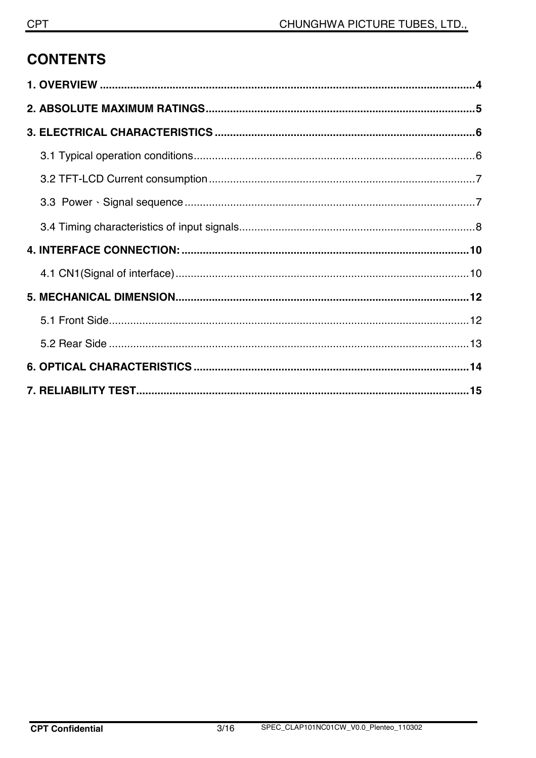# CONTENTS

**1. OVERVIEW** .......... **4**

**2. ABSOLUTE MAXIMUM RATINGS** .......... **5**

**3. ELECTRICAL CHARACTERISTICS** .......... **6**

- 3.1 Typical operation conditions .......... 6
- 3.2 TFT-LCD Current consumption .......... 7
- 3.3 Power、Signal sequence .......... 7
- 3.4 Timing characteristics of input signals .......... 8

**4. INTERFACE CONNECTION:** .......... **10**

- 4.1 CN1(Signal of interface) .......... 10

**5. MECHANICAL DIMENSION** .......... **12**

- 5.1 Front Side .......... 12
- 5.2 Rear Side .......... 13

**6. OPTICAL CHARACTERISTICS** .......... **14**

**7. RELIABILITY TEST** .......... **15**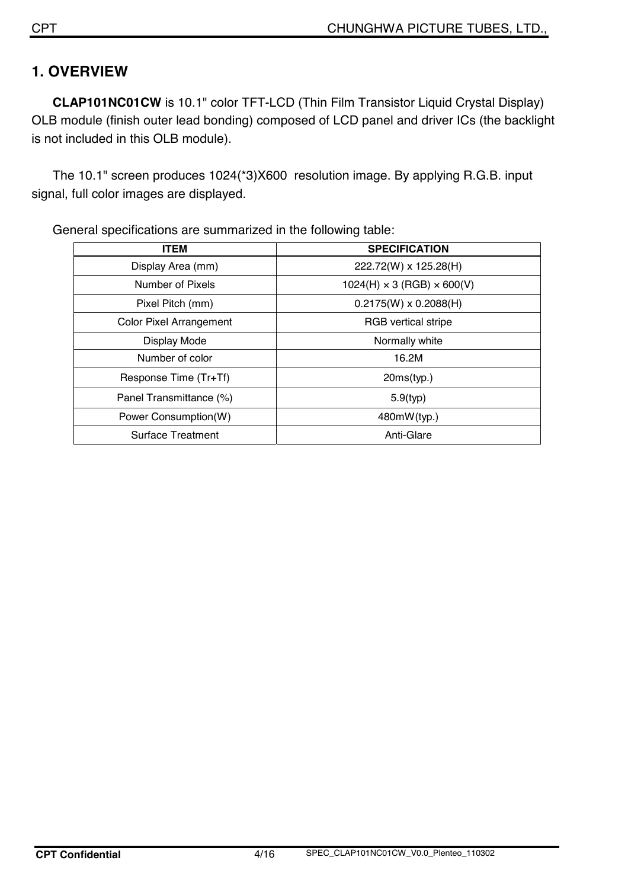# 1. OVERVIEW

**CLAP101NC01CW** is 10.1" color TFT-LCD (Thin Film Transistor Liquid Crystal Display) OLB module (finish outer lead bonding) composed of LCD panel and driver ICs (the backlight is not included in this OLB module).

The 10.1" screen produces 1024(*3)X600 resolution image. By applying R.G.B. input signal, full color images are displayed.

General specifications are summarized in the following table:

| ITEM | SPECIFICATION |
|---|---|
| Display Area (mm) | 222.72(W) x 125.28(H) |
| Number of Pixels | 1024(H) × 3 (RGB) × 600(V) |
| Pixel Pitch (mm) | 0.2175(W) x 0.2088(H) |
| Color Pixel Arrangement | RGB vertical stripe |
| Display Mode | Normally white |
| Number of color | 16.2M |
| Response Time (Tr+Tf) | 20ms(typ.) |
| Panel Transmittance (%) | 5.9(typ) |
| Power Consumption(W) | 480mW(typ.) |
| Surface Treatment | Anti-Glare |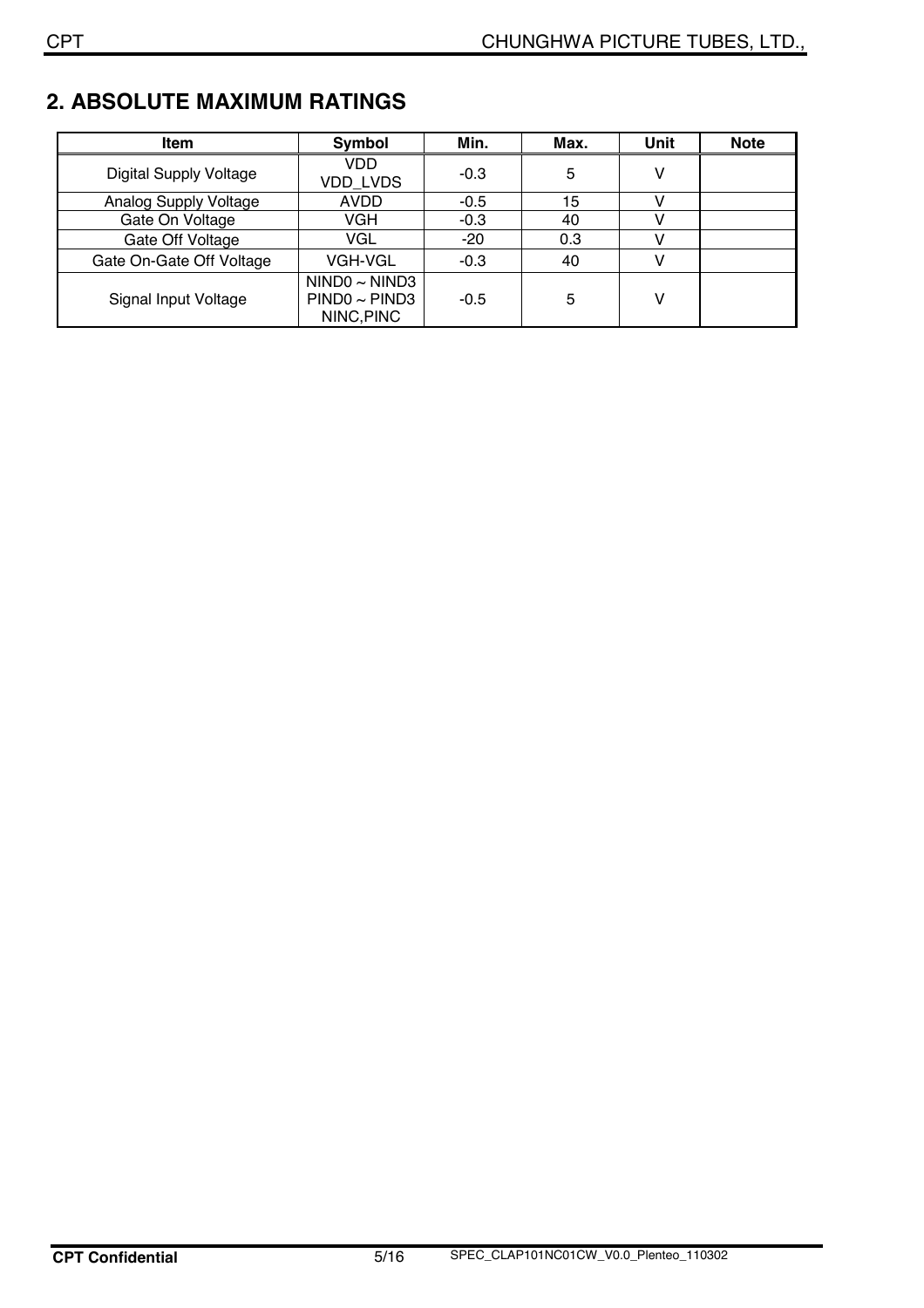## 2. ABSOLUTE MAXIMUM RATINGS

| Item | Symbol | Min. | Max. | Unit | Note |
|---|---|---|---|---|---|
| Digital Supply Voltage | VDD<br>VDD_LVDS | -0.3 | 5 | V | |
| Analog Supply Voltage | AVDD | -0.5 | 15 | V | |
| Gate On Voltage | VGH | -0.3 | 40 | V | |
| Gate Off Voltage | VGL | -20 | 0.3 | V | |
| Gate On-Gate Off Voltage | VGH-VGL | -0.3 | 40 | V | |
| Signal Input Voltage | NIND0 ~ NIND3<br>PIND0 ~ PIND3<br>NINC,PINC | -0.5 | 5 | V | |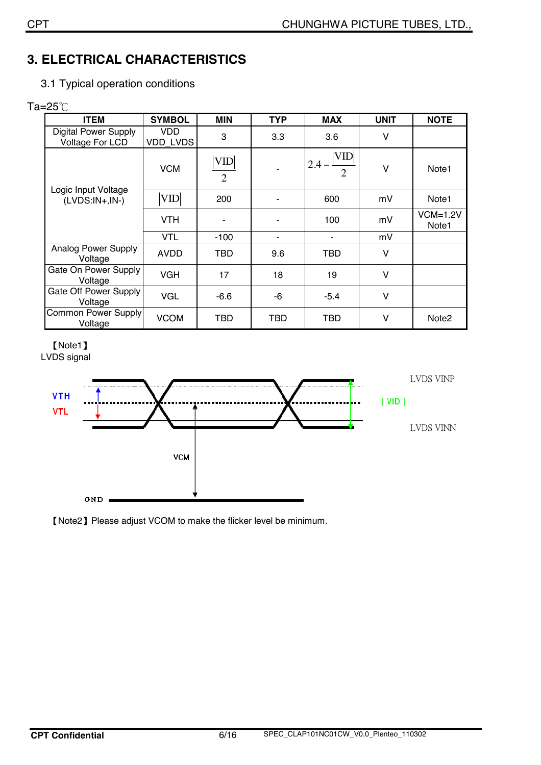# 3. ELECTRICAL CHARACTERISTICS

## 3.1 Typical operation conditions

Ta=25℃

| ITEM | SYMBOL | MIN | TYP | MAX | UNIT | NOTE |
|---|---|---|---|---|---|---|
| Digital Power Supply Voltage For LCD | VDD VDD_LVDS | 3 | 3.3 | 3.6 | V | |
| Logic Input Voltage (LVDS:IN+,IN-) | VCM | $\frac{\lvert VID \rvert}{2}$ | - | $2.4 - \frac{\lvert VID \rvert}{2}$ | V | Note1 |
| | $\lvert VID \rvert$ | 200 | - | 600 | mV | Note1 |
| | VTH | - | - | 100 | mV | VCM=1.2V Note1 |
| | VTL | -100 | - | - | mV | |
| Analog Power Supply Voltage | AVDD | TBD | 9.6 | TBD | V | |
| Gate On Power Supply Voltage | VGH | 17 | 18 | 19 | V | |
| Gate Off Power Supply Voltage | VGL | -6.6 | -6 | -5.4 | V | |
| Common Power Supply Voltage | VCOM | TBD | TBD | TBD | V | Note2 |

【Note1】
LVDS signal

VTH, VTL, VCM, GND, | VID |, LVDS VINP, LVDS VINN

【Note2】Please adjust VCOM to make the flicker level be minimum.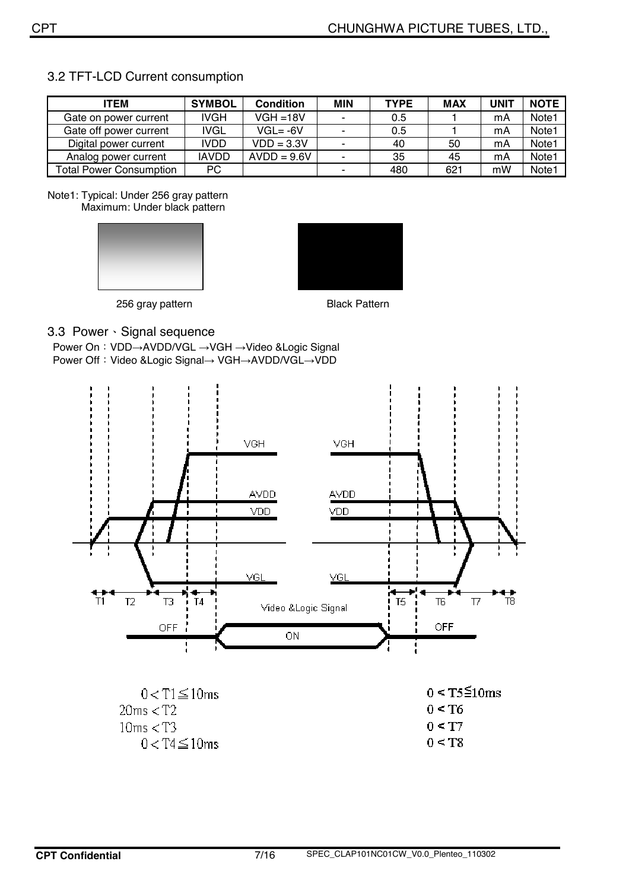## 3.2 TFT-LCD Current consumption

| ITEM | SYMBOL | Condition | MIN | TYPE | MAX | UNIT | NOTE |
|---|---|---|---|---|---|---|---|
| Gate on power current | IVGH | VGH =18V | - | 0.5 | 1 | mA | Note1 |
| Gate off power current | IVGL | VGL= -6V | - | 0.5 | 1 | mA | Note1 |
| Digital power current | IVDD | VDD = 3.3V | - | 40 | 50 | mA | Note1 |
| Analog power current | IAVDD | AVDD = 9.6V | - | 35 | 45 | mA | Note1 |
| Total Power Consumption | PC | | - | 480 | 621 | mW | Note1 |

Note1: Typical: Under 256 gray pattern
Maximum: Under black pattern

256 gray pattern

Black Pattern

## 3.3 Power、Signal sequence

Power On：VDD→AVDD/VGL →VGH →Video &Logic Signal
Power Off：Video &Logic Signal→ VGH→AVDD/VGL→VDD

$0 < T1 \leq 10ms$
$20ms < T2$
$10ms < T3$
$0 < T4 \leq 10ms$

$0 < T5 \leq 10ms$
$0 < T6$
$0 < T7$
$0 < T8$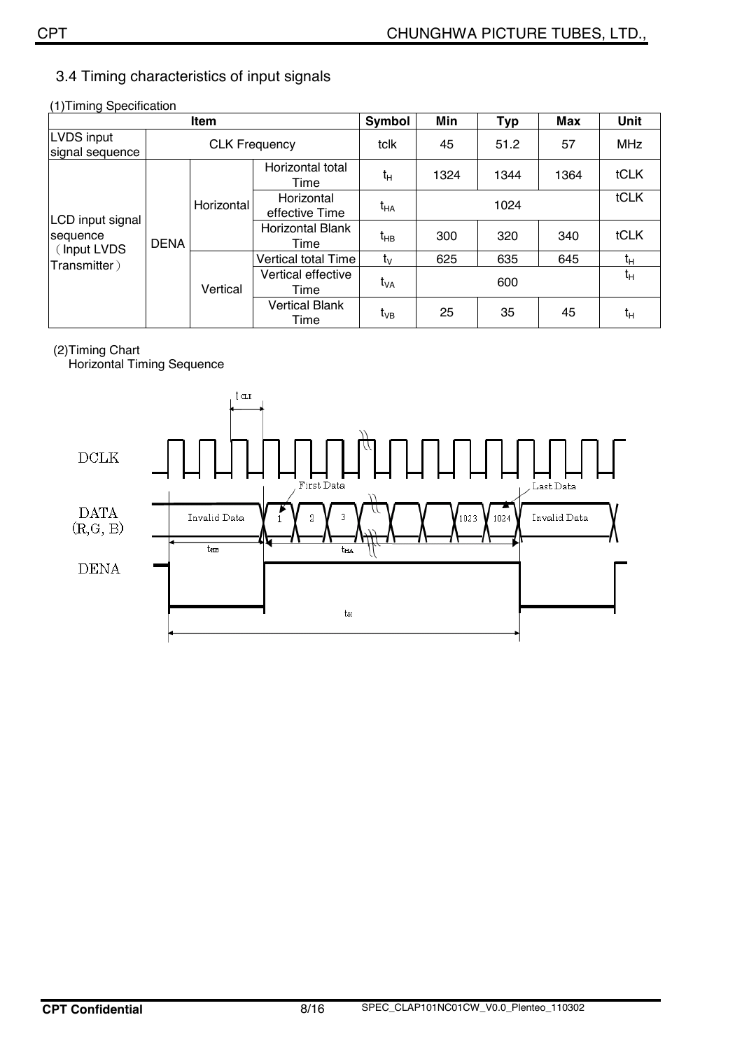## 3.4 Timing characteristics of input signals

(1)Timing Specification

| Item | | | | Symbol | Min | Typ | Max | Unit |
|---|---|---|---|---|---|---|---|---|
| LVDS input signal sequence | CLK Frequency | | | tclk | 45 | 51.2 | 57 | MHz |
| LCD input signal sequence (Input LVDS Transmitter) | DENA | Horizontal | Horizontal total Time | $t_H$ | 1324 | 1344 | 1364 | tCLK |
| | | | Horizontal effective Time | $t_{HA}$ | | 1024 | | tCLK |
| | | | Horizontal Blank Time | $t_{HB}$ | 300 | 320 | 340 | tCLK |
| | | Vertical | Vertical total Time | $t_V$ | 625 | 635 | 645 | $t_H$ |
| | | | Vertical effective Time | $t_{VA}$ | | 600 | | $t_H$ |
| | | | Vertical Blank Time | $t_{VB}$ | 25 | 35 | 45 | $t_H$ |

(2)Timing Chart

Horizontal Timing Sequence

DCLK

DATA (R,G, B)

DENA

$t_{CLK}$

First Data

Last Data

Invalid Data 1 2 3 1023 1024 Invalid Data

$t_{HB}$ $t_{HA}$

$t_H$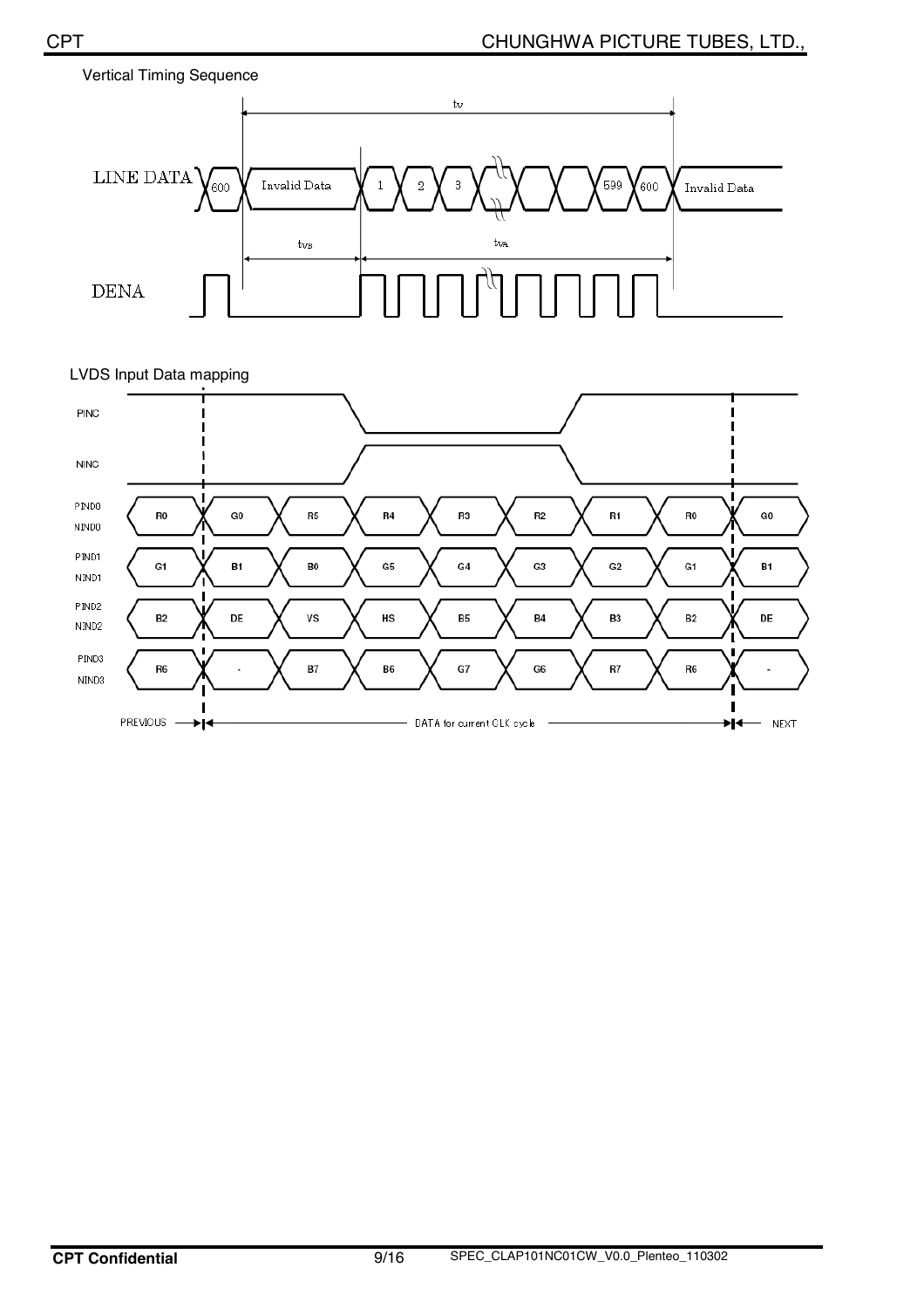Vertical Timing Sequence

LVDS Input Data mapping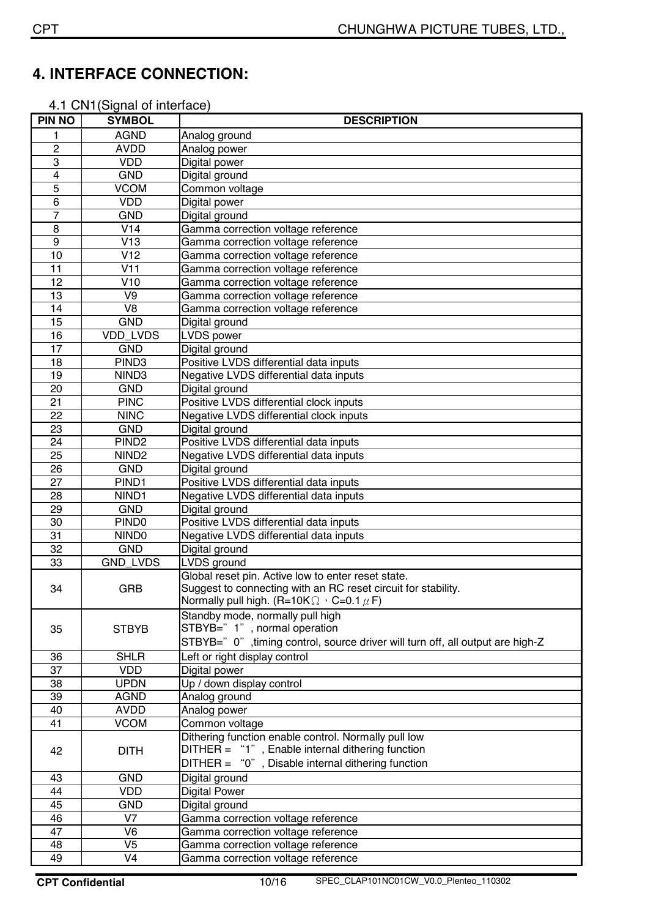# 4. INTERFACE CONNECTION:

4.1 CN1(Signal of interface)

| PIN NO | SYMBOL | DESCRIPTION |
|---|---|---|
| 1 | AGND | Analog ground |
| 2 | AVDD | Analog power |
| 3 | VDD | Digital power |
| 4 | GND | Digital ground |
| 5 | VCOM | Common voltage |
| 6 | VDD | Digital power |
| 7 | GND | Digital ground |
| 8 | V14 | Gamma correction voltage reference |
| 9 | V13 | Gamma correction voltage reference |
| 10 | V12 | Gamma correction voltage reference |
| 11 | V11 | Gamma correction voltage reference |
| 12 | V10 | Gamma correction voltage reference |
| 13 | V9 | Gamma correction voltage reference |
| 14 | V8 | Gamma correction voltage reference |
| 15 | GND | Digital ground |
| 16 | VDD_LVDS | LVDS power |
| 17 | GND | Digital ground |
| 18 | PIND3 | Positive LVDS differential data inputs |
| 19 | NIND3 | Negative LVDS differential data inputs |
| 20 | GND | Digital ground |
| 21 | PINC | Positive LVDS differential clock inputs |
| 22 | NINC | Negative LVDS differential clock inputs |
| 23 | GND | Digital ground |
| 24 | PIND2 | Positive LVDS differential data inputs |
| 25 | NIND2 | Negative LVDS differential data inputs |
| 26 | GND | Digital ground |
| 27 | PIND1 | Positive LVDS differential data inputs |
| 28 | NIND1 | Negative LVDS differential data inputs |
| 29 | GND | Digital ground |
| 30 | PIND0 | Positive LVDS differential data inputs |
| 31 | NIND0 | Negative LVDS differential data inputs |
| 32 | GND | Digital ground |
| 33 | GND_LVDS | LVDS ground |
| 34 | GRB | Global reset pin. Active low to enter reset state.<br>Suggest to connecting with an RC reset circuit for stability.<br>Normally pull high. (R=10KΩ，C=0.1μF) |
| 35 | STBYB | Standby mode, normally pull high<br>STBYB="1", normal operation<br>STBYB="0",timing control, source driver will turn off, all output are high-Z |
| 36 | SHLR | Left or right display control |
| 37 | VDD | Digital power |
| 38 | UPDN | Up / down display control |
| 39 | AGND | Analog ground |
| 40 | AVDD | Analog power |
| 41 | VCOM | Common voltage |
| 42 | DITH | Dithering function enable control. Normally pull low<br>DITHER = "1", Enable internal dithering function<br>DITHER = "0", Disable internal dithering function |
| 43 | GND | Digital ground |
| 44 | VDD | Digital Power |
| 45 | GND | Digital ground |
| 46 | V7 | Gamma correction voltage reference |
| 47 | V6 | Gamma correction voltage reference |
| 48 | V5 | Gamma correction voltage reference |
| 49 | V4 | Gamma correction voltage reference |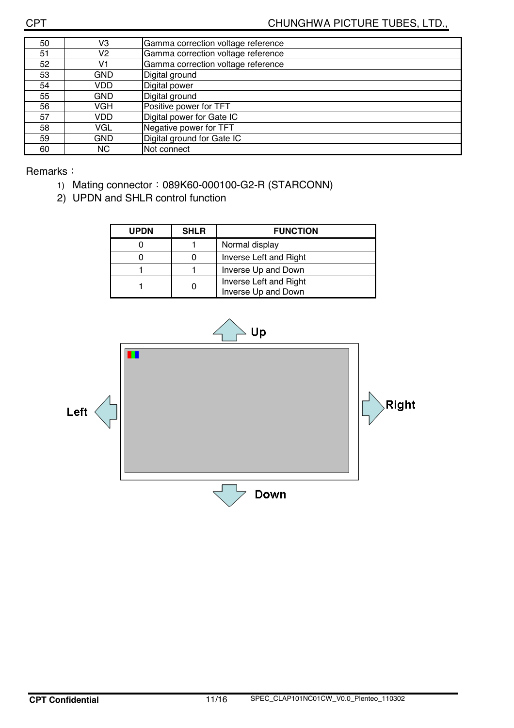| 50 | V3 | Gamma correction voltage reference |
|---|---|---|
| 51 | V2 | Gamma correction voltage reference |
| 52 | V1 | Gamma correction voltage reference |
| 53 | GND | Digital ground |
| 54 | VDD | Digital power |
| 55 | GND | Digital ground |
| 56 | VGH | Positive power for TFT |
| 57 | VDD | Digital power for Gate IC |
| 58 | VGL | Negative power for TFT |
| 59 | GND | Digital ground for Gate IC |
| 60 | NC | Not connect |

Remarks：

1) Mating connector：089K60-000100-G2-R (STARCONN)
2) UPDN and SHLR control function

| UPDN | SHLR | FUNCTION |
|---|---|---|
| 0 | 1 | Normal display |
| 0 | 0 | Inverse Left and Right |
| 1 | 1 | Inverse Up and Down |
| 1 | 0 | Inverse Left and Right<br>Inverse Up and Down |

Up

Left

Right

Down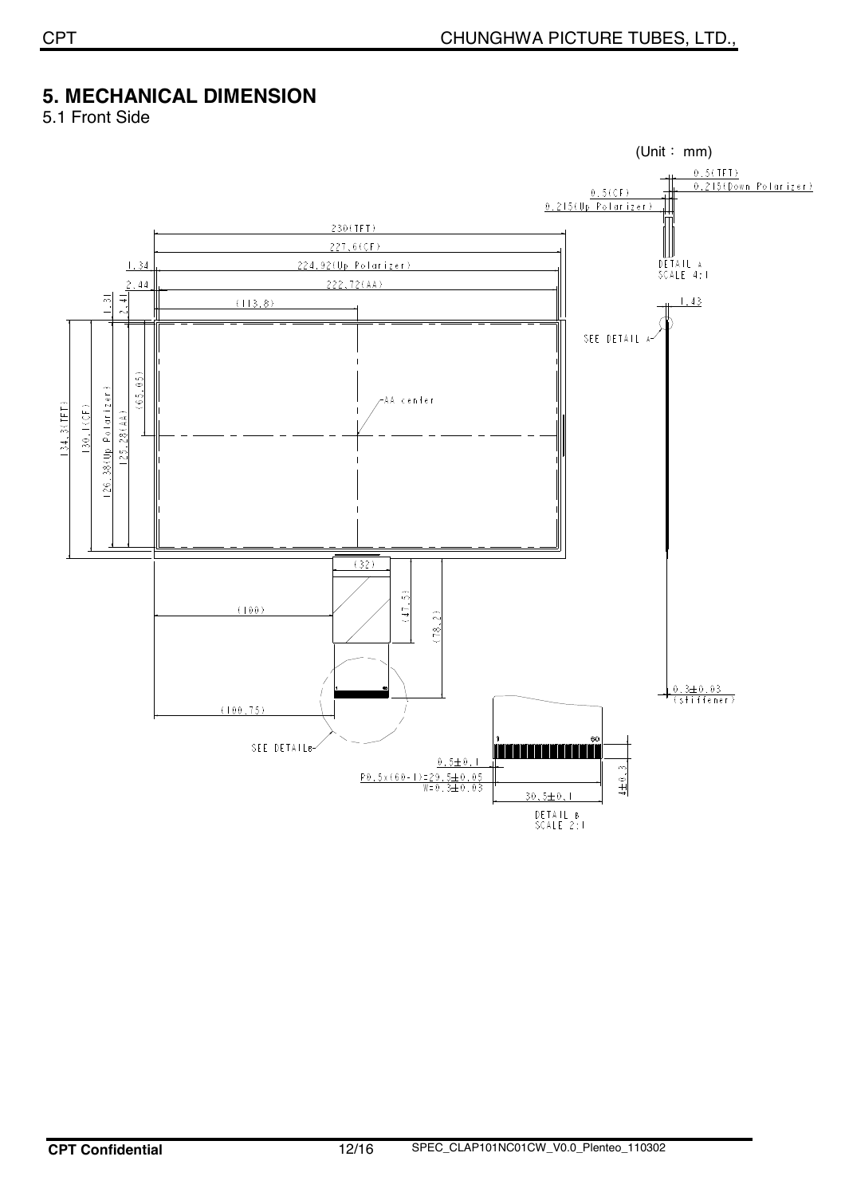## 5. MECHANICAL DIMENSION

5.1 Front Side

(Unit： mm)

0.5(TFT)
0.215(Down Polarizer)
0.5(CF)
0.215(Up Polarizer)

230(TFT)
227.6(CF)
1.34
224.92(Up Polarizer)
2.44
222.72(AA)
1.31
2.41
(113.8)

DETAIL A
SCALE 4:1

1.43

SEE DETAIL A

AA center

134.3(TFT)
130.1(CF)
126.38(Up Polarizer)
125.28(AA)
(65.65)

(32)
(100)
(47.5)
(78.3)

0.3±0.03
(stiffener)

(100.75)

SEE DETAIL B

1
60

0.5±0.1
P0.5x(60-1)=29.5±0.05
W=0.3±0.03
30.5±0.1
4±0.3

DETAIL B
SCALE 2:1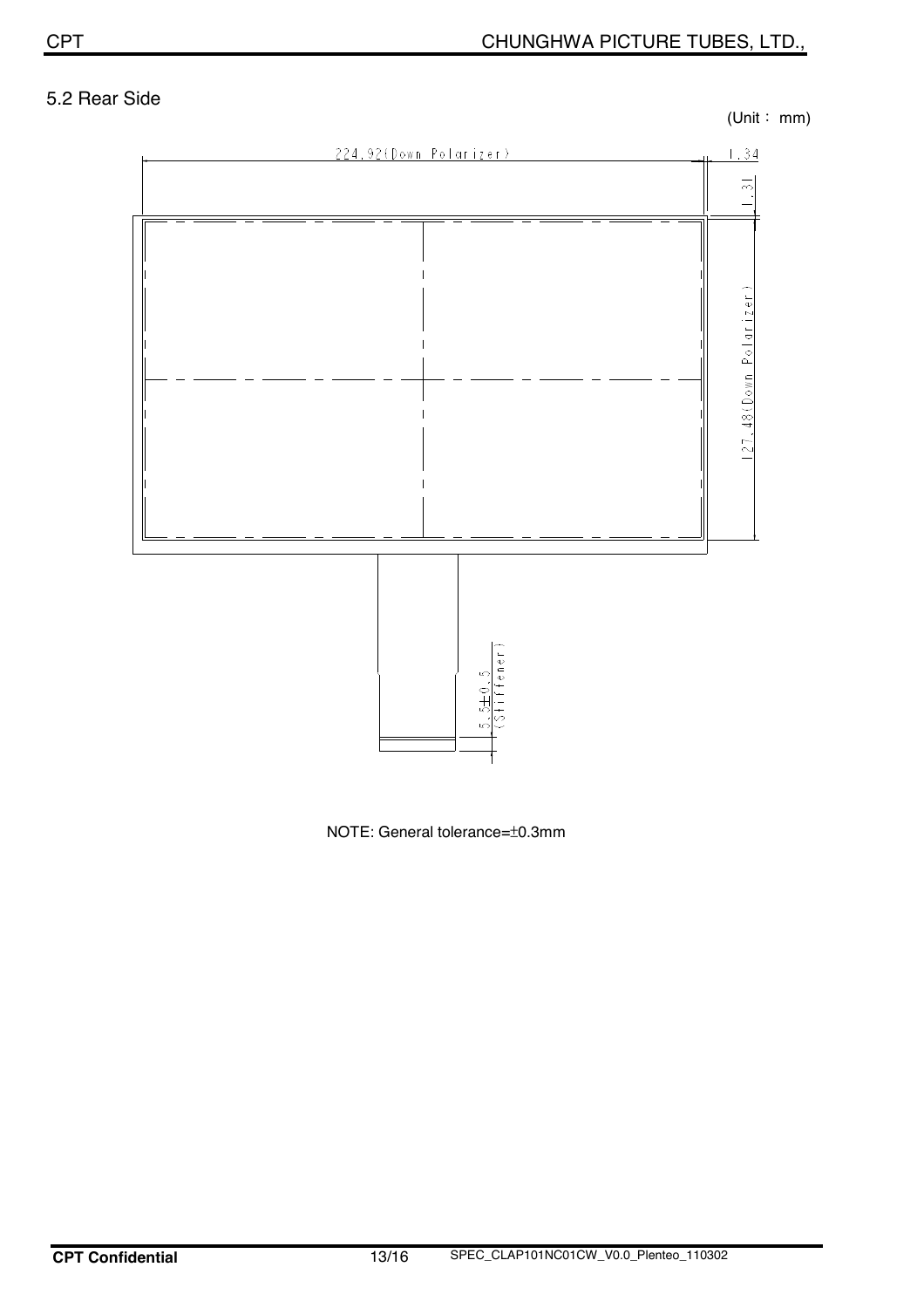## 5.2 Rear Side

(Unit： mm)

224.92(Down Polarizer)

1.34

1.31

127.48(Down Polarizer)

5.5±0.5 (Stiffener)

NOTE: General tolerance=±0.3mm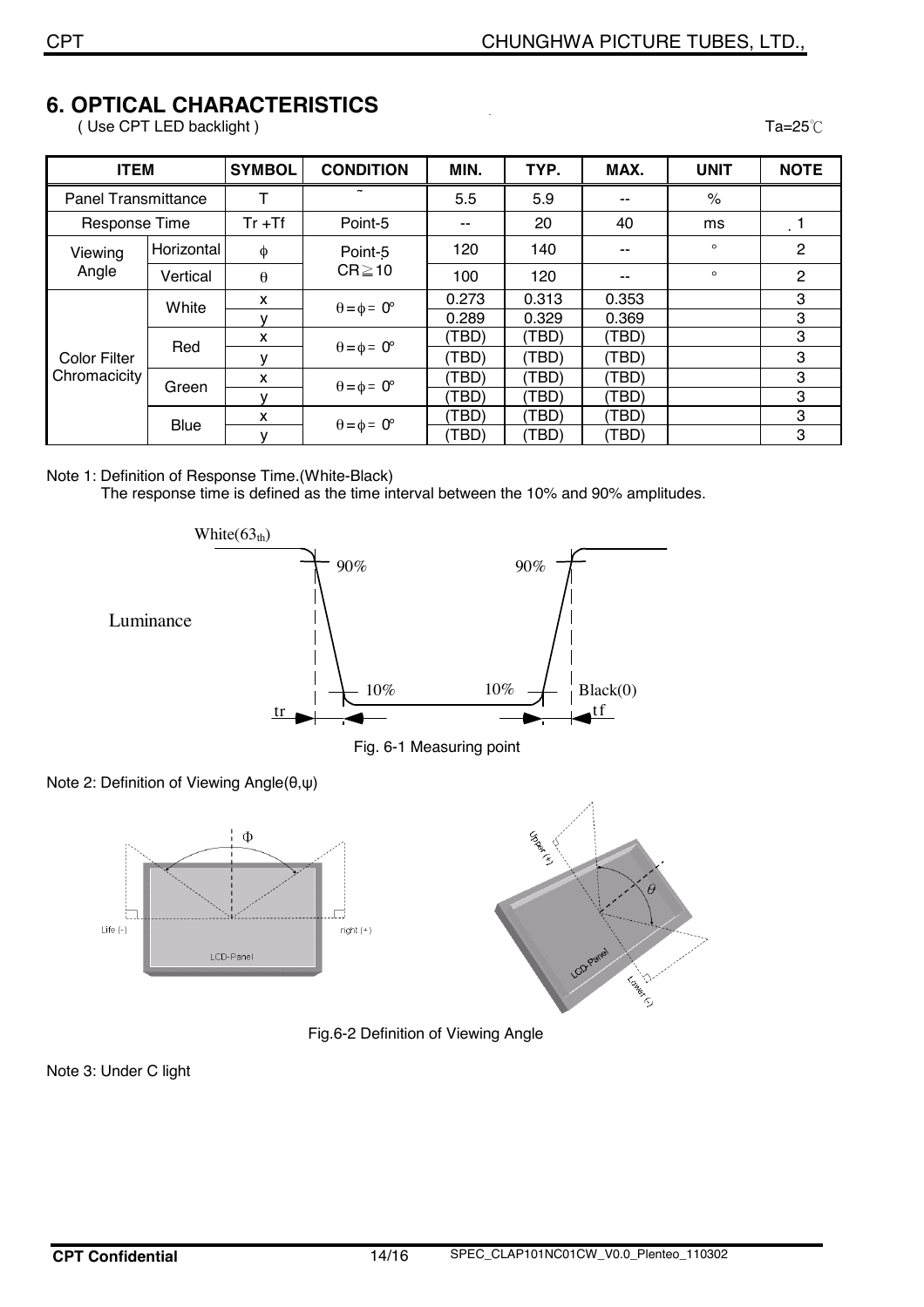# 6. OPTICAL CHARACTERISTICS

( Use CPT LED backlight )

Ta=25℃

| ITEM | | SYMBOL | CONDITION | MIN. | TYP. | MAX. | UNIT | NOTE |
|---|---|---|---|---|---|---|---|---|
| Panel Transmittance | | T | ~ | 5.5 | 5.9 | -- | % | |
| Response Time | | Tr +Tf | Point-5 | -- | 20 | 40 | ms | 1 |
| Viewing Angle | Horizontal | ϕ | Point-5 CR≧10 | 120 | 140 | -- | ° | 2 |
| | Vertical | θ | | 100 | 120 | -- | ° | 2 |
| Color Filter Chromacicity | White | x | θ=ϕ= 0° | 0.273 | 0.313 | 0.353 | | 3 |
| | | y | | 0.289 | 0.329 | 0.369 | | 3 |
| | Red | x | θ=ϕ= 0° | (TBD) | (TBD) | (TBD) | | 3 |
| | | y | | (TBD) | (TBD) | (TBD) | | 3 |
| | Green | x | θ=ϕ= 0° | (TBD) | (TBD) | (TBD) | | 3 |
| | | y | | (TBD) | (TBD) | (TBD) | | 3 |
| | Blue | x | θ=ϕ= 0° | (TBD) | (TBD) | (TBD) | | 3 |
| | | y | | (TBD) | (TBD) | (TBD) | | 3 |

Note 1: Definition of Response Time.(White-Black)

The response time is defined as the time interval between the 10% and 90% amplitudes.

White($63_{th}$)  
Luminance  
90% 90%  
10% 10% Black(0)  
tr tf

Fig. 6-1 Measuring point

Note 2: Definition of Viewing Angle(θ,ψ)

Φ  
Life (-) right (+)  
LCD-Panel  
Upper (+) θ Lower (-)  
LCD-Panel

Fig.6-2 Definition of Viewing Angle

Note 3: Under C light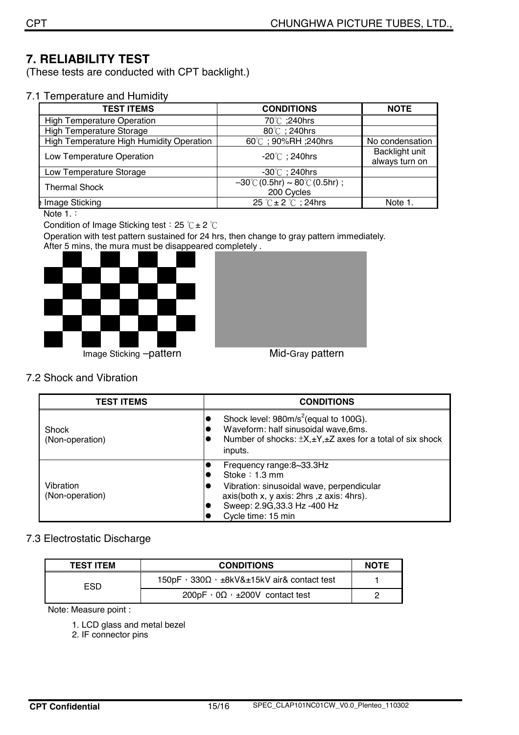# 7. RELIABILITY TEST

(These tests are conducted with CPT backlight.)

## 7.1 Temperature and Humidity

| TEST ITEMS | CONDITIONS | NOTE |
|---|---|---|
| High Temperature Operation | 70℃ ;240hrs | |
| High Temperature Storage | 80℃ ; 240hrs | |
| High Temperature High Humidity Operation | 60℃ ; 90%RH ;240hrs | No condensation |
| Low Temperature Operation | -20℃ ; 240hrs | Backlight unit always turn on |
| Low Temperature Storage | -30℃ ; 240hrs | |
| Thermal Shock | –30℃(0.5hr) ~ 80℃(0.5hr) ; 200 Cycles | |
| Image Sticking | 25 ℃± 2 ℃ ; 24hrs | Note 1. |

Note 1. :

Condition of Image Sticking test : 25 ℃± 2 ℃

Operation with test pattern sustained for 24 hrs, then change to gray pattern immediately.

After 5 mins, the mura must be disappeared completely .

Image Sticking –pattern

Mid-Gray pattern

## 7.2 Shock and Vibration

| TEST ITEMS | CONDITIONS |
|---|---|
| Shock (Non-operation) | • Shock level: 980m/s$^2$(equal to 100G).<br>• Waveform: half sinusoidal wave,6ms.<br>• Number of shocks: ±X,±Y,±Z axes for a total of six shock inputs. |
| Vibration (Non-operation) | • Frequency range:8~33.3Hz<br>• Stoke : 1.3 mm<br>• Vibration: sinusoidal wave, perpendicular axis(both x, y axis: 2hrs ,z axis: 4hrs).<br>• Sweep: 2.9G,33.3 Hz -400 Hz<br>• Cycle time: 15 min |

## 7.3 Electrostatic Discharge

| TEST ITEM | CONDITIONS | NOTE |
|---|---|---|
| ESD | 150pF , 330Ω , ±8kV&±15kV air& contact test | 1 |
| | 200pF , 0Ω , ±200V contact test | 2 |

Note: Measure point :

1. LCD glass and metal bezel
2. IF connector pins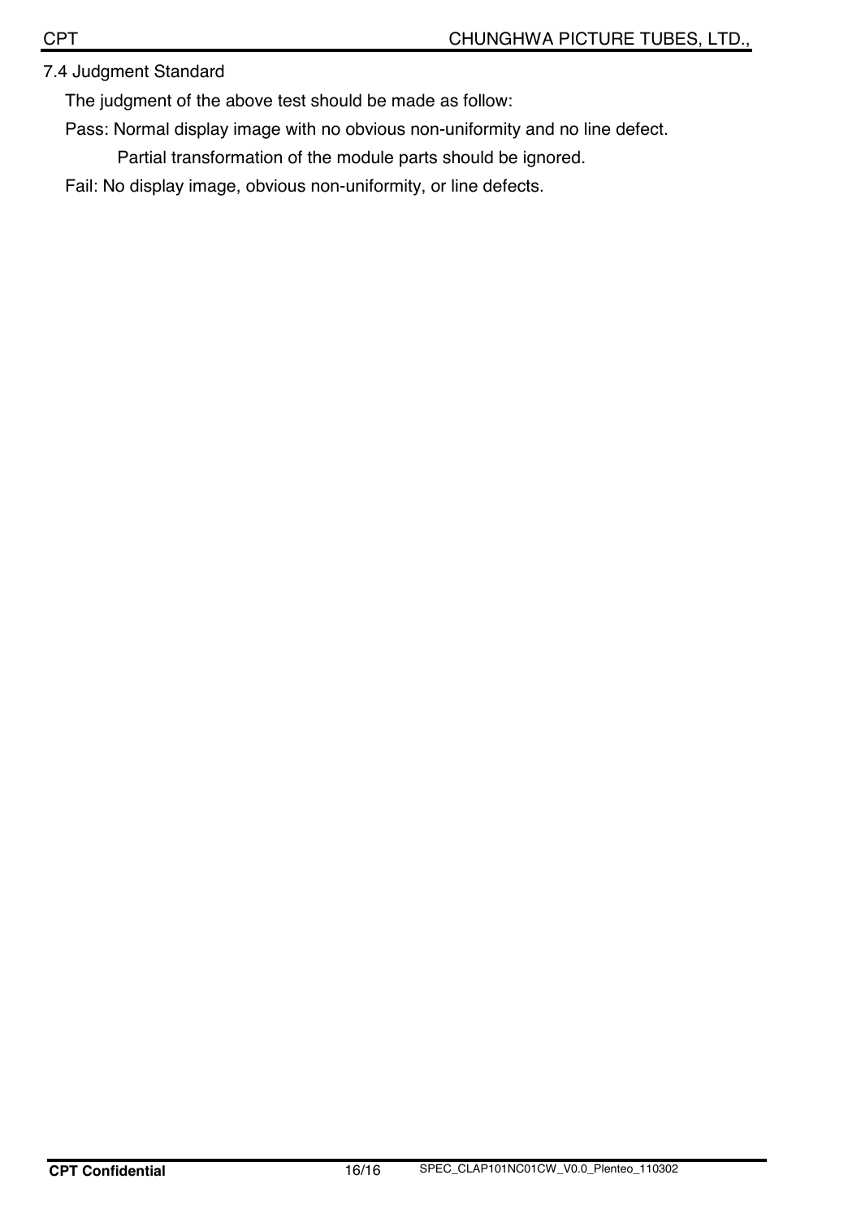## 7.4 Judgment Standard

The judgment of the above test should be made as follow:

Pass: Normal display image with no obvious non-uniformity and no line defect.

Partial transformation of the module parts should be ignored.

Fail: No display image, obvious non-uniformity, or line defects.